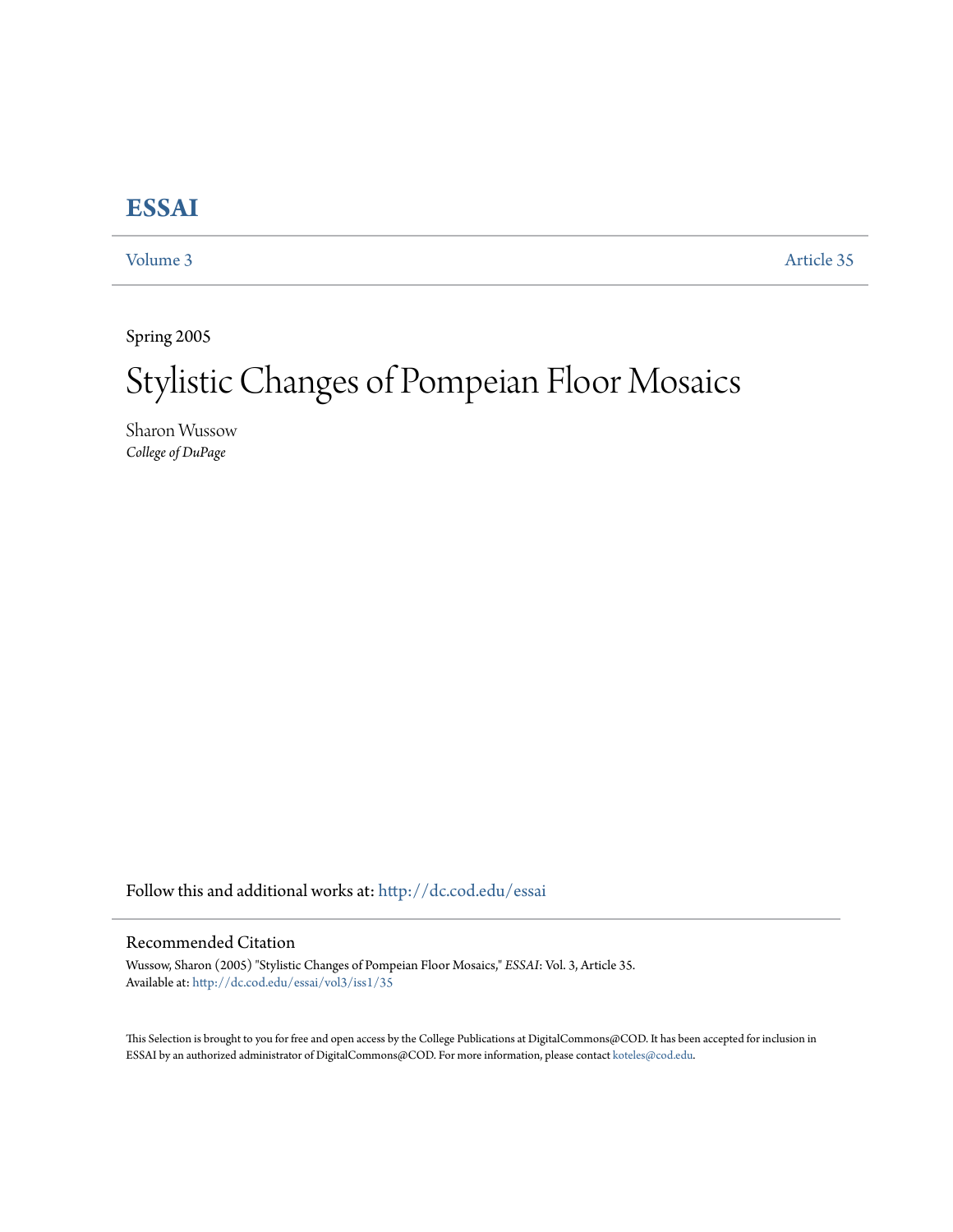# ESSAI

Volume 3 Article 35

Spring 2005

# Stylistic Changes of Pompeian Floor Mosaics

Sharon Wussow
*College of DuPage*

Follow this and additional works at: http://dc.cod.edu/essai

## Recommended Citation

Wussow, Sharon (2005) "Stylistic Changes of Pompeian Floor Mosaics," *ESSAI*: Vol. 3, Article 35.
Available at: http://dc.cod.edu/essai/vol3/iss1/35

This Selection is brought to you for free and open access by the College Publications at DigitalCommons@COD. It has been accepted for inclusion in ESSAI by an authorized administrator of DigitalCommons@COD. For more information, please contact koteles@cod.edu.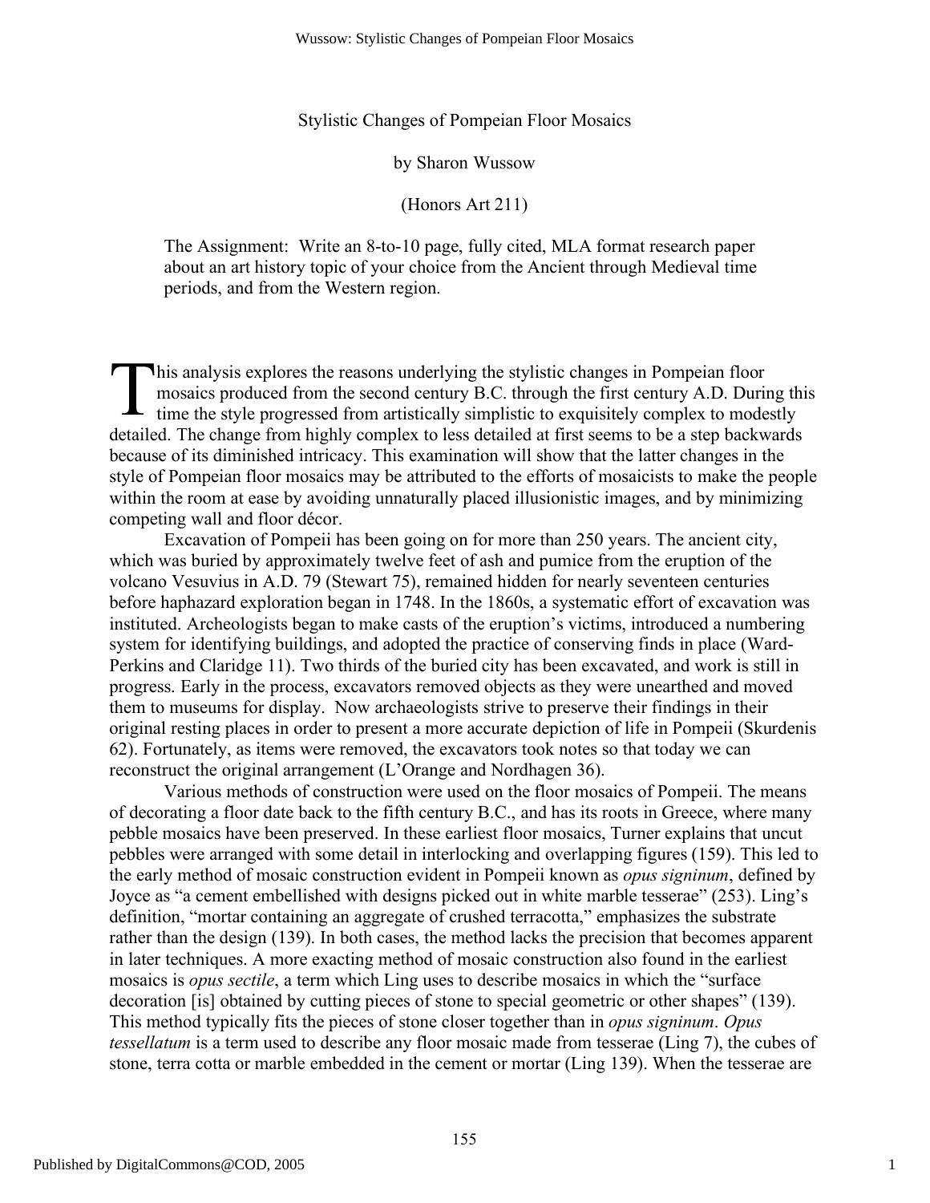Stylistic Changes of Pompeian Floor Mosaics

by Sharon Wussow

(Honors Art 211)

The Assignment: Write an 8-to-10 page, fully cited, MLA format research paper about an art history topic of your choice from the Ancient through Medieval time periods, and from the Western region.

This analysis explores the reasons underlying the stylistic changes in Pompeian floor mosaics produced from the second century B.C. through the first century A.D. During this time the style progressed from artistically simplistic to exquisitely complex to modestly detailed. The change from highly complex to less detailed at first seems to be a step backwards because of its diminished intricacy. This examination will show that the latter changes in the style of Pompeian floor mosaics may be attributed to the efforts of mosaicists to make the people within the room at ease by avoiding unnaturally placed illusionistic images, and by minimizing competing wall and floor décor.

Excavation of Pompeii has been going on for more than 250 years. The ancient city, which was buried by approximately twelve feet of ash and pumice from the eruption of the volcano Vesuvius in A.D. 79 (Stewart 75), remained hidden for nearly seventeen centuries before haphazard exploration began in 1748. In the 1860s, a systematic effort of excavation was instituted. Archeologists began to make casts of the eruption's victims, introduced a numbering system for identifying buildings, and adopted the practice of conserving finds in place (Ward-Perkins and Claridge 11). Two thirds of the buried city has been excavated, and work is still in progress. Early in the process, excavators removed objects as they were unearthed and moved them to museums for display. Now archaeologists strive to preserve their findings in their original resting places in order to present a more accurate depiction of life in Pompeii (Skurdenis 62). Fortunately, as items were removed, the excavators took notes so that today we can reconstruct the original arrangement (L'Orange and Nordhagen 36).

Various methods of construction were used on the floor mosaics of Pompeii. The means of decorating a floor date back to the fifth century B.C., and has its roots in Greece, where many pebble mosaics have been preserved. In these earliest floor mosaics, Turner explains that uncut pebbles were arranged with some detail in interlocking and overlapping figures (159). This led to the early method of mosaic construction evident in Pompeii known as *opus signinum*, defined by Joyce as "a cement embellished with designs picked out in white marble tesserae" (253). Ling's definition, "mortar containing an aggregate of crushed terracotta," emphasizes the substrate rather than the design (139). In both cases, the method lacks the precision that becomes apparent in later techniques. A more exacting method of mosaic construction also found in the earliest mosaics is *opus sectile*, a term which Ling uses to describe mosaics in which the "surface decoration [is] obtained by cutting pieces of stone to special geometric or other shapes" (139). This method typically fits the pieces of stone closer together than in *opus signinum*. *Opus tessellatum* is a term used to describe any floor mosaic made from tesserae (Ling 7), the cubes of stone, terra cotta or marble embedded in the cement or mortar (Ling 139). When the tesserae are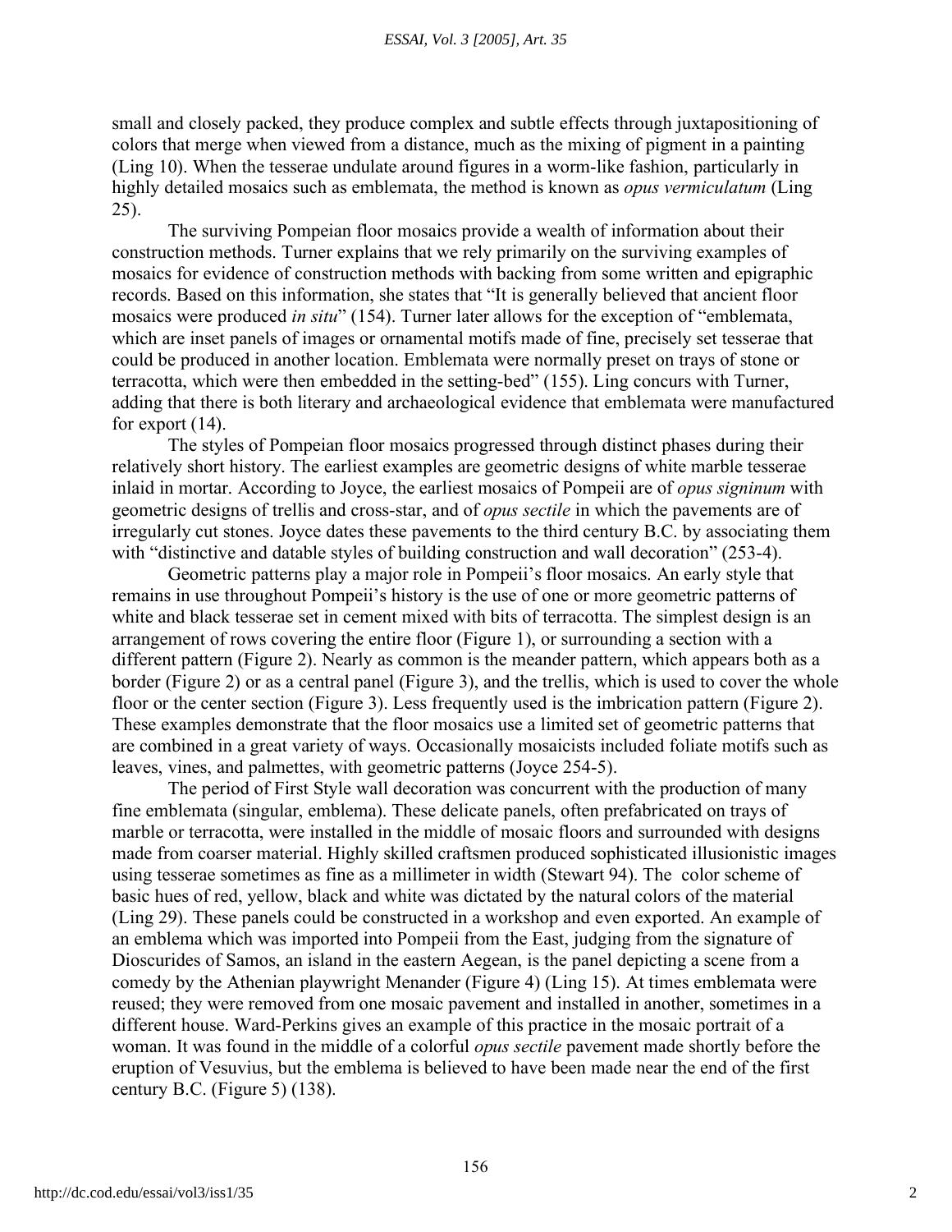small and closely packed, they produce complex and subtle effects through juxtapositioning of colors that merge when viewed from a distance, much as the mixing of pigment in a painting (Ling 10). When the tesserae undulate around figures in a worm-like fashion, particularly in highly detailed mosaics such as emblemata, the method is known as *opus vermiculatum* (Ling 25).

The surviving Pompeian floor mosaics provide a wealth of information about their construction methods. Turner explains that we rely primarily on the surviving examples of mosaics for evidence of construction methods with backing from some written and epigraphic records. Based on this information, she states that "It is generally believed that ancient floor mosaics were produced *in situ*" (154). Turner later allows for the exception of "emblemata, which are inset panels of images or ornamental motifs made of fine, precisely set tesserae that could be produced in another location. Emblemata were normally preset on trays of stone or terracotta, which were then embedded in the setting-bed" (155). Ling concurs with Turner, adding that there is both literary and archaeological evidence that emblemata were manufactured for export (14).

The styles of Pompeian floor mosaics progressed through distinct phases during their relatively short history. The earliest examples are geometric designs of white marble tesserae inlaid in mortar. According to Joyce, the earliest mosaics of Pompeii are of *opus signinum* with geometric designs of trellis and cross-star, and of *opus sectile* in which the pavements are of irregularly cut stones. Joyce dates these pavements to the third century B.C. by associating them with "distinctive and datable styles of building construction and wall decoration" (253-4).

Geometric patterns play a major role in Pompeii's floor mosaics. An early style that remains in use throughout Pompeii's history is the use of one or more geometric patterns of white and black tesserae set in cement mixed with bits of terracotta. The simplest design is an arrangement of rows covering the entire floor (Figure 1), or surrounding a section with a different pattern (Figure 2). Nearly as common is the meander pattern, which appears both as a border (Figure 2) or as a central panel (Figure 3), and the trellis, which is used to cover the whole floor or the center section (Figure 3). Less frequently used is the imbrication pattern (Figure 2). These examples demonstrate that the floor mosaics use a limited set of geometric patterns that are combined in a great variety of ways. Occasionally mosaicists included foliate motifs such as leaves, vines, and palmettes, with geometric patterns (Joyce 254-5).

The period of First Style wall decoration was concurrent with the production of many fine emblemata (singular, emblema). These delicate panels, often prefabricated on trays of marble or terracotta, were installed in the middle of mosaic floors and surrounded with designs made from coarser material. Highly skilled craftsmen produced sophisticated illusionistic images using tesserae sometimes as fine as a millimeter in width (Stewart 94). The color scheme of basic hues of red, yellow, black and white was dictated by the natural colors of the material (Ling 29). These panels could be constructed in a workshop and even exported. An example of an emblema which was imported into Pompeii from the East, judging from the signature of Dioscurides of Samos, an island in the eastern Aegean, is the panel depicting a scene from a comedy by the Athenian playwright Menander (Figure 4) (Ling 15). At times emblemata were reused; they were removed from one mosaic pavement and installed in another, sometimes in a different house. Ward-Perkins gives an example of this practice in the mosaic portrait of a woman. It was found in the middle of a colorful *opus sectile* pavement made shortly before the eruption of Vesuvius, but the emblema is believed to have been made near the end of the first century B.C. (Figure 5) (138).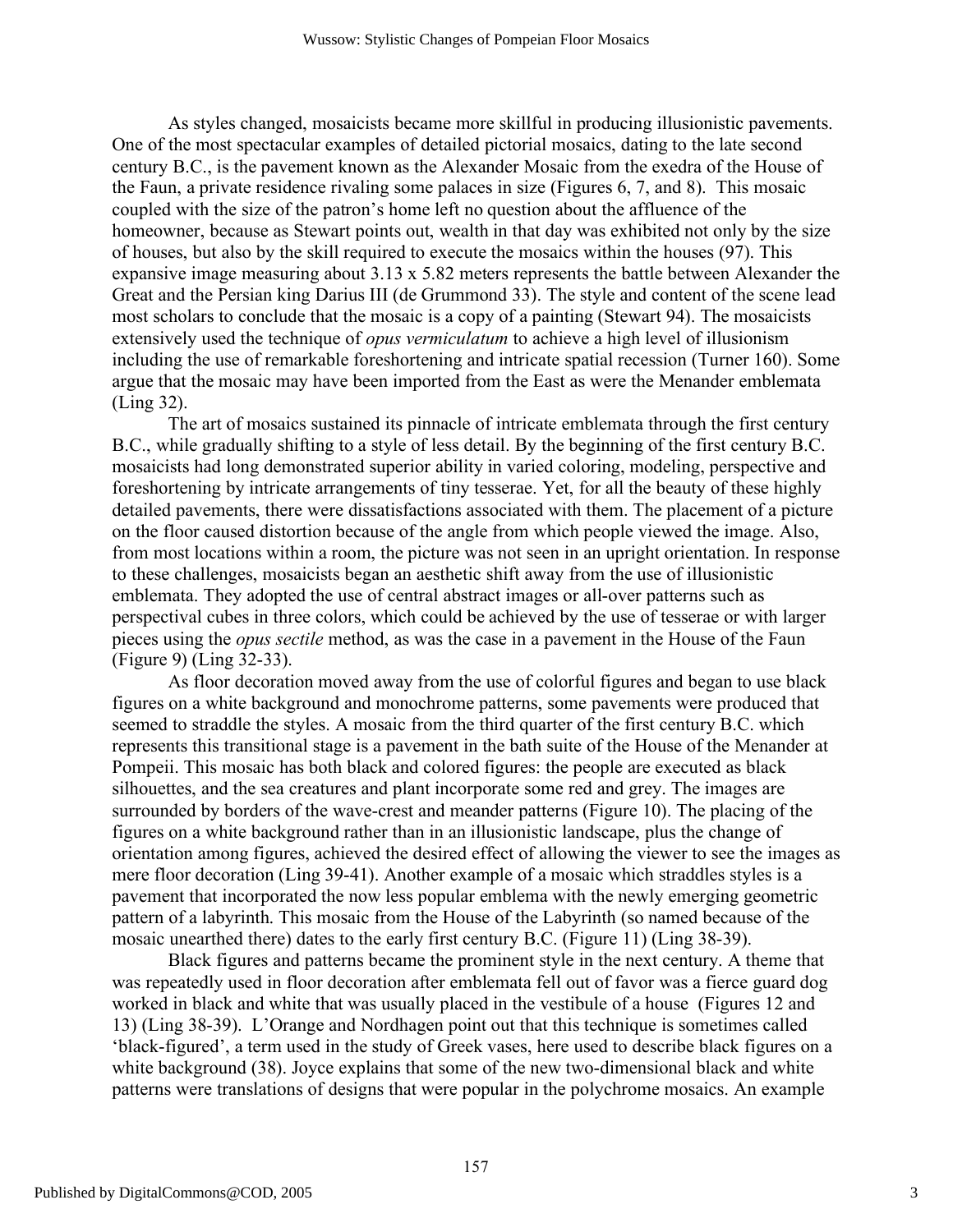As styles changed, mosaicists became more skillful in producing illusionistic pavements. One of the most spectacular examples of detailed pictorial mosaics, dating to the late second century B.C., is the pavement known as the Alexander Mosaic from the exedra of the House of the Faun, a private residence rivaling some palaces in size (Figures 6, 7, and 8). This mosaic coupled with the size of the patron's home left no question about the affluence of the homeowner, because as Stewart points out, wealth in that day was exhibited not only by the size of houses, but also by the skill required to execute the mosaics within the houses (97). This expansive image measuring about 3.13 x 5.82 meters represents the battle between Alexander the Great and the Persian king Darius III (de Grummond 33). The style and content of the scene lead most scholars to conclude that the mosaic is a copy of a painting (Stewart 94). The mosaicists extensively used the technique of *opus vermiculatum* to achieve a high level of illusionism including the use of remarkable foreshortening and intricate spatial recession (Turner 160). Some argue that the mosaic may have been imported from the East as were the Menander emblemata (Ling 32).

The art of mosaics sustained its pinnacle of intricate emblemata through the first century B.C., while gradually shifting to a style of less detail. By the beginning of the first century B.C. mosaicists had long demonstrated superior ability in varied coloring, modeling, perspective and foreshortening by intricate arrangements of tiny tesserae. Yet, for all the beauty of these highly detailed pavements, there were dissatisfactions associated with them. The placement of a picture on the floor caused distortion because of the angle from which people viewed the image. Also, from most locations within a room, the picture was not seen in an upright orientation. In response to these challenges, mosaicists began an aesthetic shift away from the use of illusionistic emblemata. They adopted the use of central abstract images or all-over patterns such as perspectival cubes in three colors, which could be achieved by the use of tesserae or with larger pieces using the *opus sectile* method, as was the case in a pavement in the House of the Faun (Figure 9) (Ling 32-33).

As floor decoration moved away from the use of colorful figures and began to use black figures on a white background and monochrome patterns, some pavements were produced that seemed to straddle the styles. A mosaic from the third quarter of the first century B.C. which represents this transitional stage is a pavement in the bath suite of the House of the Menander at Pompeii. This mosaic has both black and colored figures: the people are executed as black silhouettes, and the sea creatures and plant incorporate some red and grey. The images are surrounded by borders of the wave-crest and meander patterns (Figure 10). The placing of the figures on a white background rather than in an illusionistic landscape, plus the change of orientation among figures, achieved the desired effect of allowing the viewer to see the images as mere floor decoration (Ling 39-41). Another example of a mosaic which straddles styles is a pavement that incorporated the now less popular emblema with the newly emerging geometric pattern of a labyrinth. This mosaic from the House of the Labyrinth (so named because of the mosaic unearthed there) dates to the early first century B.C. (Figure 11) (Ling 38-39).

Black figures and patterns became the prominent style in the next century. A theme that was repeatedly used in floor decoration after emblemata fell out of favor was a fierce guard dog worked in black and white that was usually placed in the vestibule of a house (Figures 12 and 13) (Ling 38-39). L'Orange and Nordhagen point out that this technique is sometimes called 'black-figured', a term used in the study of Greek vases, here used to describe black figures on a white background (38). Joyce explains that some of the new two-dimensional black and white patterns were translations of designs that were popular in the polychrome mosaics. An example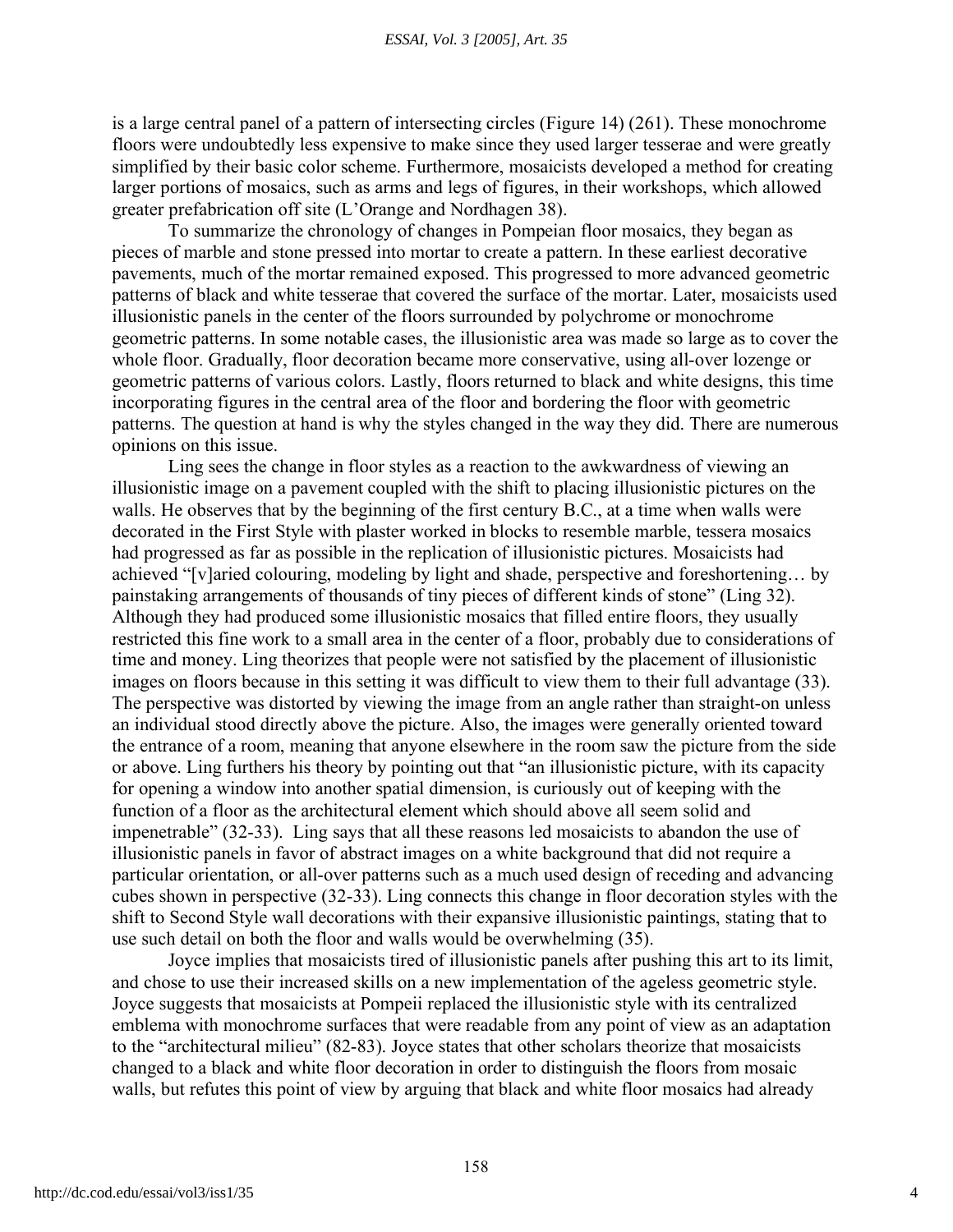is a large central panel of a pattern of intersecting circles (Figure 14) (261). These monochrome floors were undoubtedly less expensive to make since they used larger tesserae and were greatly simplified by their basic color scheme. Furthermore, mosaicists developed a method for creating larger portions of mosaics, such as arms and legs of figures, in their workshops, which allowed greater prefabrication off site (L'Orange and Nordhagen 38).

To summarize the chronology of changes in Pompeian floor mosaics, they began as pieces of marble and stone pressed into mortar to create a pattern. In these earliest decorative pavements, much of the mortar remained exposed. This progressed to more advanced geometric patterns of black and white tesserae that covered the surface of the mortar. Later, mosaicists used illusionistic panels in the center of the floors surrounded by polychrome or monochrome geometric patterns. In some notable cases, the illusionistic area was made so large as to cover the whole floor. Gradually, floor decoration became more conservative, using all-over lozenge or geometric patterns of various colors. Lastly, floors returned to black and white designs, this time incorporating figures in the central area of the floor and bordering the floor with geometric patterns. The question at hand is why the styles changed in the way they did. There are numerous opinions on this issue.

Ling sees the change in floor styles as a reaction to the awkwardness of viewing an illusionistic image on a pavement coupled with the shift to placing illusionistic pictures on the walls. He observes that by the beginning of the first century B.C., at a time when walls were decorated in the First Style with plaster worked in blocks to resemble marble, tessera mosaics had progressed as far as possible in the replication of illusionistic pictures. Mosaicists had achieved "[v]aried colouring, modeling by light and shade, perspective and foreshortening… by painstaking arrangements of thousands of tiny pieces of different kinds of stone" (Ling 32). Although they had produced some illusionistic mosaics that filled entire floors, they usually restricted this fine work to a small area in the center of a floor, probably due to considerations of time and money. Ling theorizes that people were not satisfied by the placement of illusionistic images on floors because in this setting it was difficult to view them to their full advantage (33). The perspective was distorted by viewing the image from an angle rather than straight-on unless an individual stood directly above the picture. Also, the images were generally oriented toward the entrance of a room, meaning that anyone elsewhere in the room saw the picture from the side or above. Ling furthers his theory by pointing out that "an illusionistic picture, with its capacity for opening a window into another spatial dimension, is curiously out of keeping with the function of a floor as the architectural element which should above all seem solid and impenetrable" (32-33). Ling says that all these reasons led mosaicists to abandon the use of illusionistic panels in favor of abstract images on a white background that did not require a particular orientation, or all-over patterns such as a much used design of receding and advancing cubes shown in perspective (32-33). Ling connects this change in floor decoration styles with the shift to Second Style wall decorations with their expansive illusionistic paintings, stating that to use such detail on both the floor and walls would be overwhelming (35).

Joyce implies that mosaicists tired of illusionistic panels after pushing this art to its limit, and chose to use their increased skills on a new implementation of the ageless geometric style. Joyce suggests that mosaicists at Pompeii replaced the illusionistic style with its centralized emblema with monochrome surfaces that were readable from any point of view as an adaptation to the "architectural milieu" (82-83). Joyce states that other scholars theorize that mosaicists changed to a black and white floor decoration in order to distinguish the floors from mosaic walls, but refutes this point of view by arguing that black and white floor mosaics had already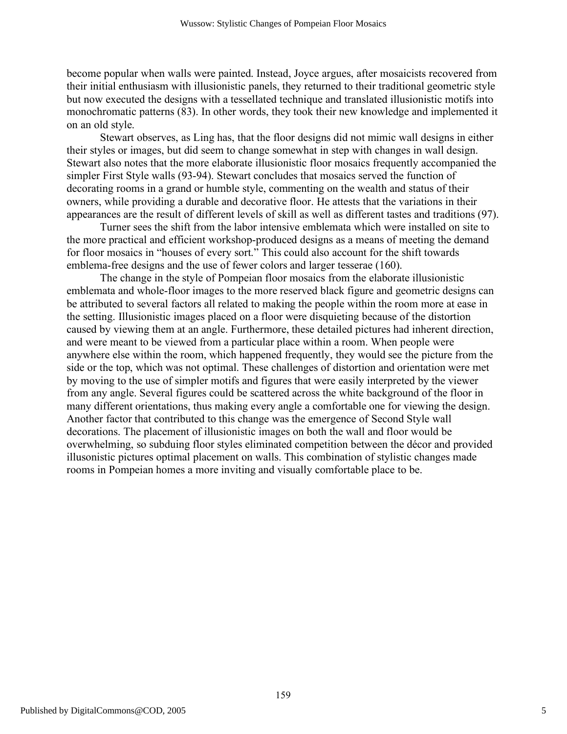become popular when walls were painted. Instead, Joyce argues, after mosaicists recovered from their initial enthusiasm with illusionistic panels, they returned to their traditional geometric style but now executed the designs with a tessellated technique and translated illusionistic motifs into monochromatic patterns (83). In other words, they took their new knowledge and implemented it on an old style.

Stewart observes, as Ling has, that the floor designs did not mimic wall designs in either their styles or images, but did seem to change somewhat in step with changes in wall design. Stewart also notes that the more elaborate illusionistic floor mosaics frequently accompanied the simpler First Style walls (93-94). Stewart concludes that mosaics served the function of decorating rooms in a grand or humble style, commenting on the wealth and status of their owners, while providing a durable and decorative floor. He attests that the variations in their appearances are the result of different levels of skill as well as different tastes and traditions (97).

Turner sees the shift from the labor intensive emblemata which were installed on site to the more practical and efficient workshop-produced designs as a means of meeting the demand for floor mosaics in "houses of every sort." This could also account for the shift towards emblema-free designs and the use of fewer colors and larger tesserae (160).

The change in the style of Pompeian floor mosaics from the elaborate illusionistic emblemata and whole-floor images to the more reserved black figure and geometric designs can be attributed to several factors all related to making the people within the room more at ease in the setting. Illusionistic images placed on a floor were disquieting because of the distortion caused by viewing them at an angle. Furthermore, these detailed pictures had inherent direction, and were meant to be viewed from a particular place within a room. When people were anywhere else within the room, which happened frequently, they would see the picture from the side or the top, which was not optimal. These challenges of distortion and orientation were met by moving to the use of simpler motifs and figures that were easily interpreted by the viewer from any angle. Several figures could be scattered across the white background of the floor in many different orientations, thus making every angle a comfortable one for viewing the design. Another factor that contributed to this change was the emergence of Second Style wall decorations. The placement of illusionistic images on both the wall and floor would be overwhelming, so subduing floor styles eliminated competition between the décor and provided illusonistic pictures optimal placement on walls. This combination of stylistic changes made rooms in Pompeian homes a more inviting and visually comfortable place to be.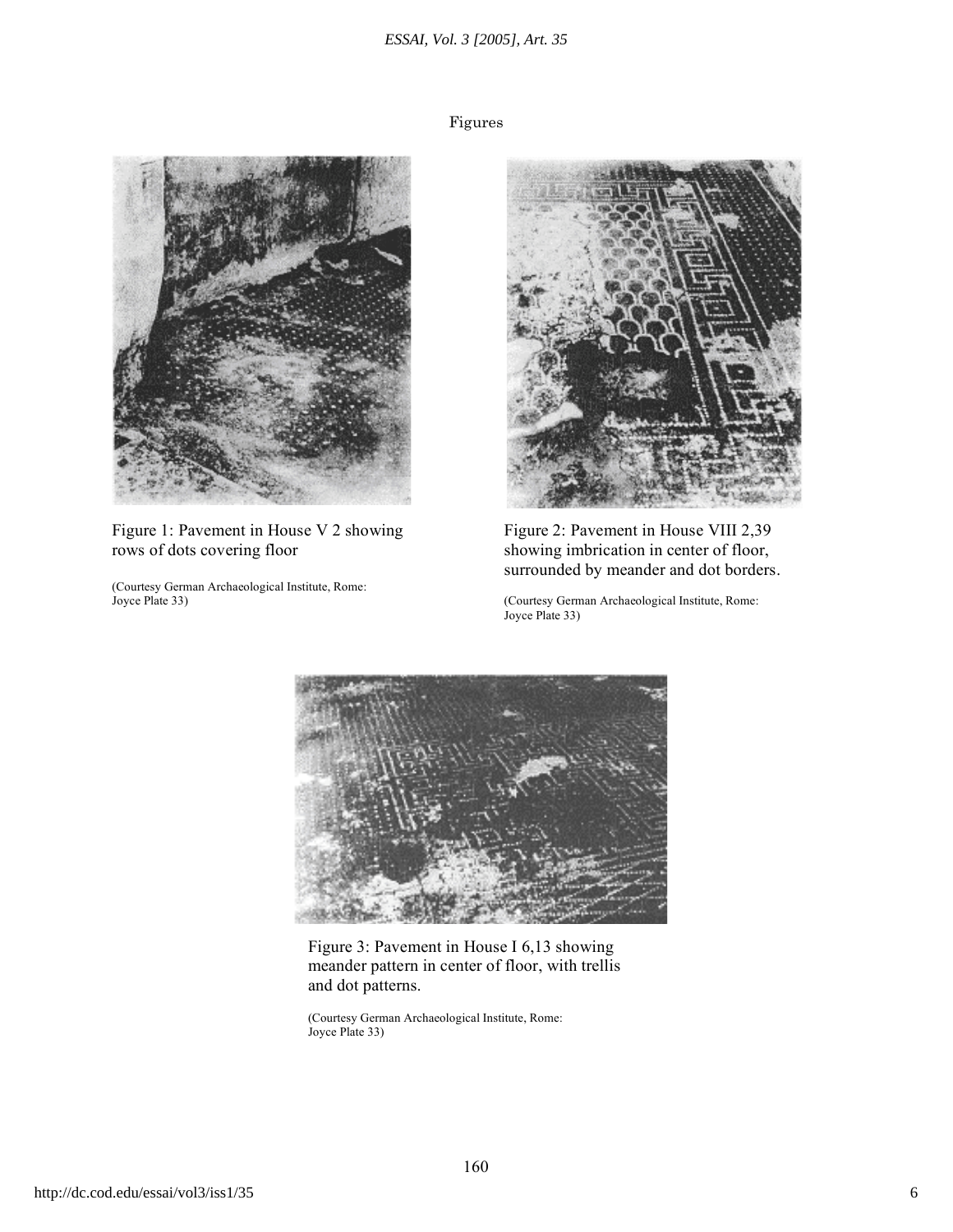Figures

Figure 1: Pavement in House V 2 showing rows of dots covering floor

(Courtesy German Archaeological Institute, Rome: Joyce Plate 33)

Figure 2: Pavement in House VIII 2,39 showing imbrication in center of floor, surrounded by meander and dot borders.

(Courtesy German Archaeological Institute, Rome: Joyce Plate 33)

Figure 3: Pavement in House I 6,13 showing meander pattern in center of floor, with trellis and dot patterns.

(Courtesy German Archaeological Institute, Rome: Joyce Plate 33)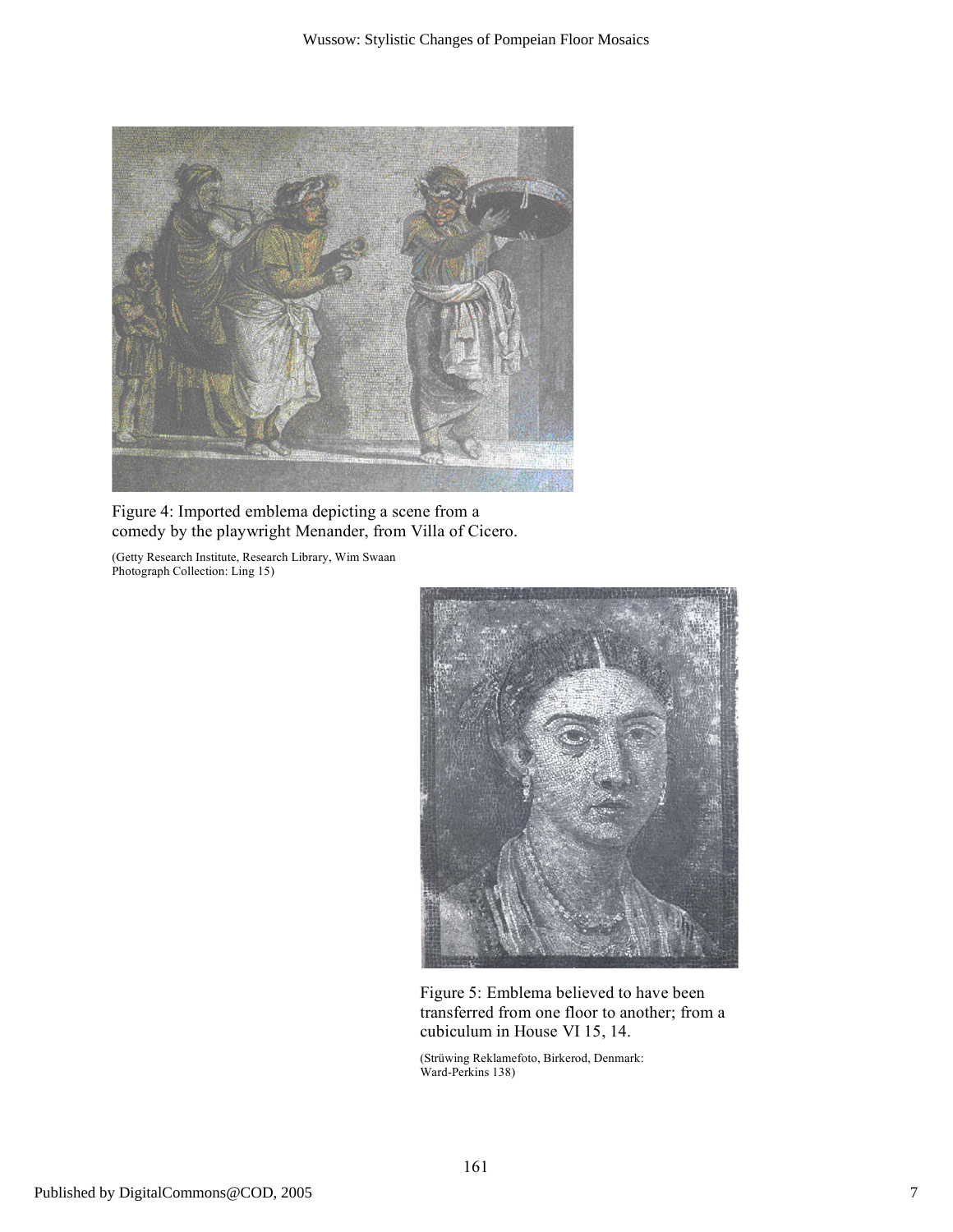Figure 4: Imported emblema depicting a scene from a comedy by the playwright Menander, from Villa of Cicero.

(Getty Research Institute, Research Library, Wim Swaan Photograph Collection: Ling 15)

Figure 5: Emblema believed to have been transferred from one floor to another; from a cubiculum in House VI 15, 14.

(Strüwing Reklamefoto, Birkerod, Denmark: Ward-Perkins 138)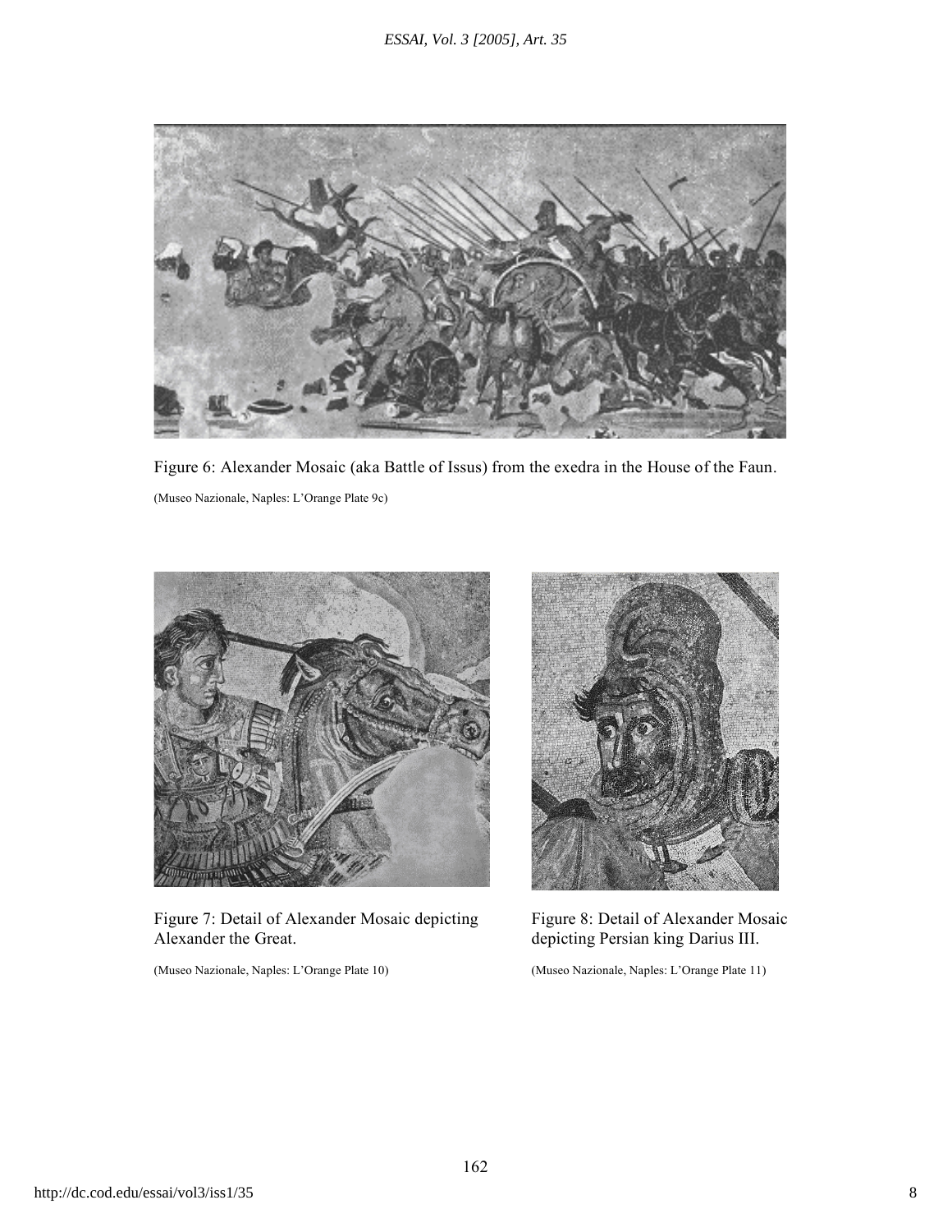Figure 6: Alexander Mosaic (aka Battle of Issus) from the exedra in the House of the Faun.

(Museo Nazionale, Naples: L'Orange Plate 9c)

Figure 7: Detail of Alexander Mosaic depicting Alexander the Great.

(Museo Nazionale, Naples: L'Orange Plate 10)

Figure 8: Detail of Alexander Mosaic depicting Persian king Darius III.

(Museo Nazionale, Naples: L'Orange Plate 11)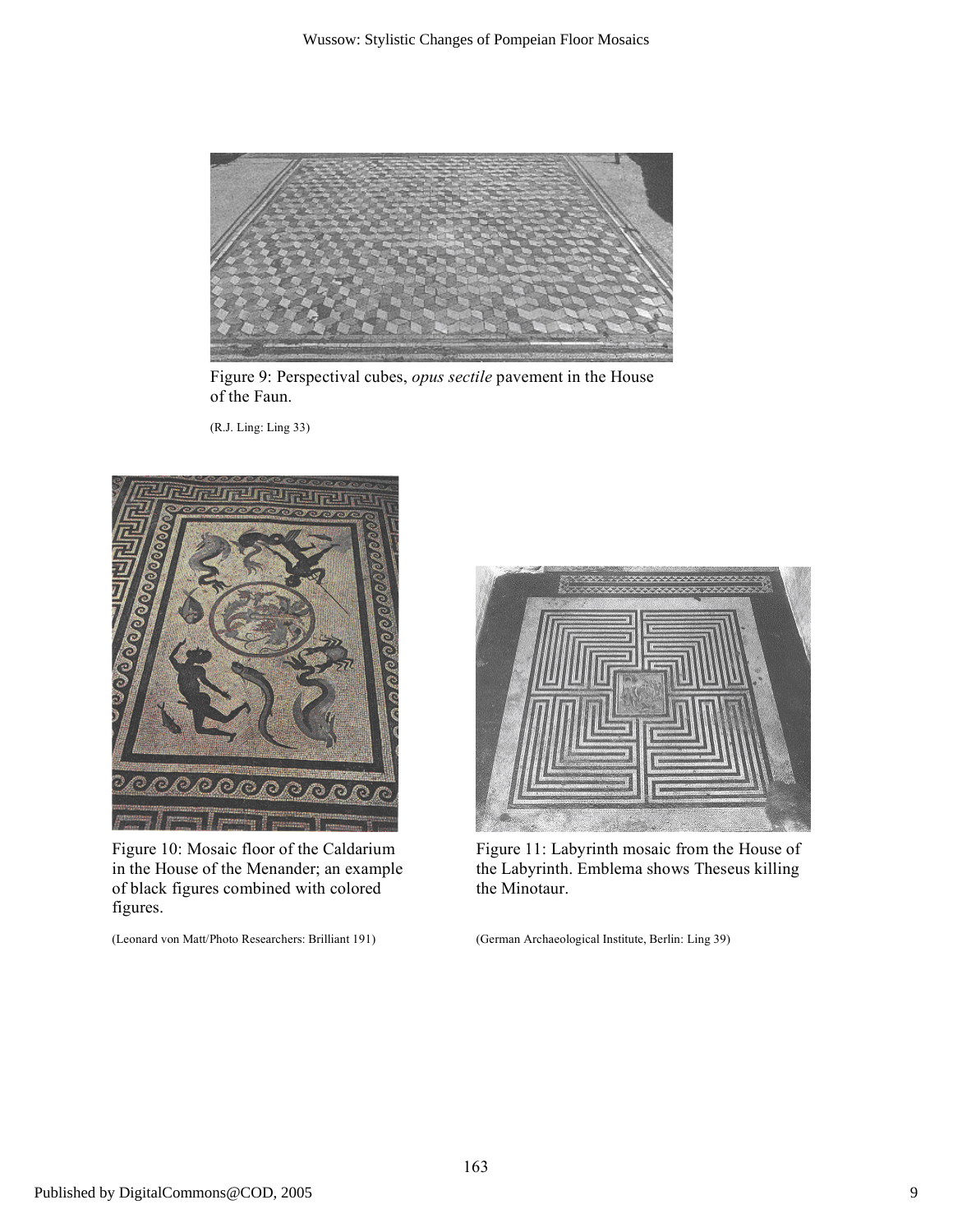Figure 9: Perspectival cubes, *opus sectile* pavement in the House of the Faun.

(R.J. Ling: Ling 33)

Figure 10: Mosaic floor of the Caldarium in the House of the Menander; an example of black figures combined with colored figures.

(Leonard von Matt/Photo Researchers: Brilliant 191)

Figure 11: Labyrinth mosaic from the House of the Labyrinth. Emblema shows Theseus killing the Minotaur.

(German Archaeological Institute, Berlin: Ling 39)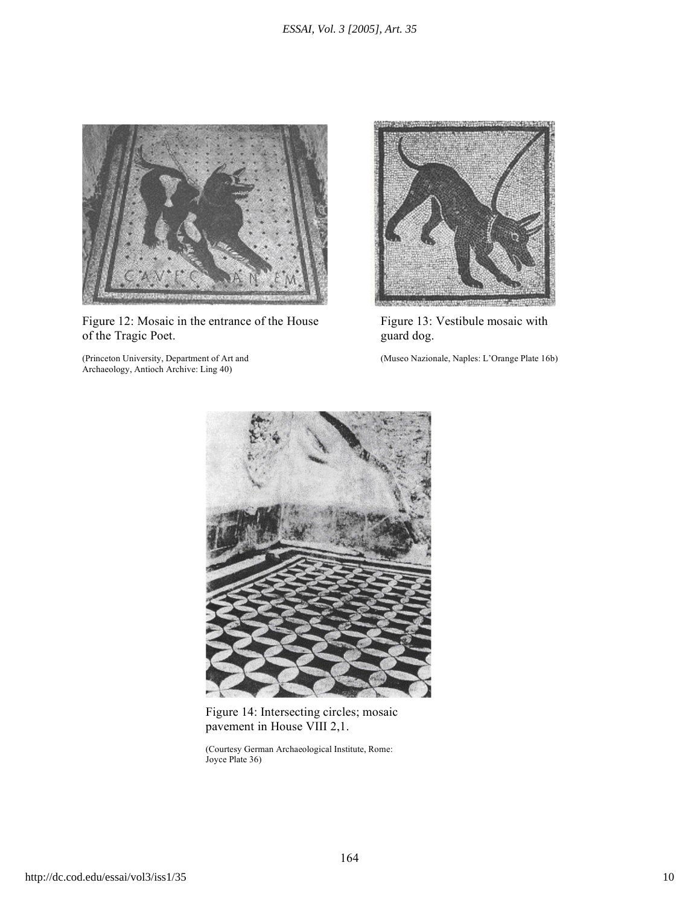Figure 12: Mosaic in the entrance of the House of the Tragic Poet.

(Princeton University, Department of Art and Archaeology, Antioch Archive: Ling 40)

Figure 13: Vestibule mosaic with guard dog.

(Museo Nazionale, Naples: L'Orange Plate 16b)

Figure 14: Intersecting circles; mosaic pavement in House VIII 2,1.

(Courtesy German Archaeological Institute, Rome: Joyce Plate 36)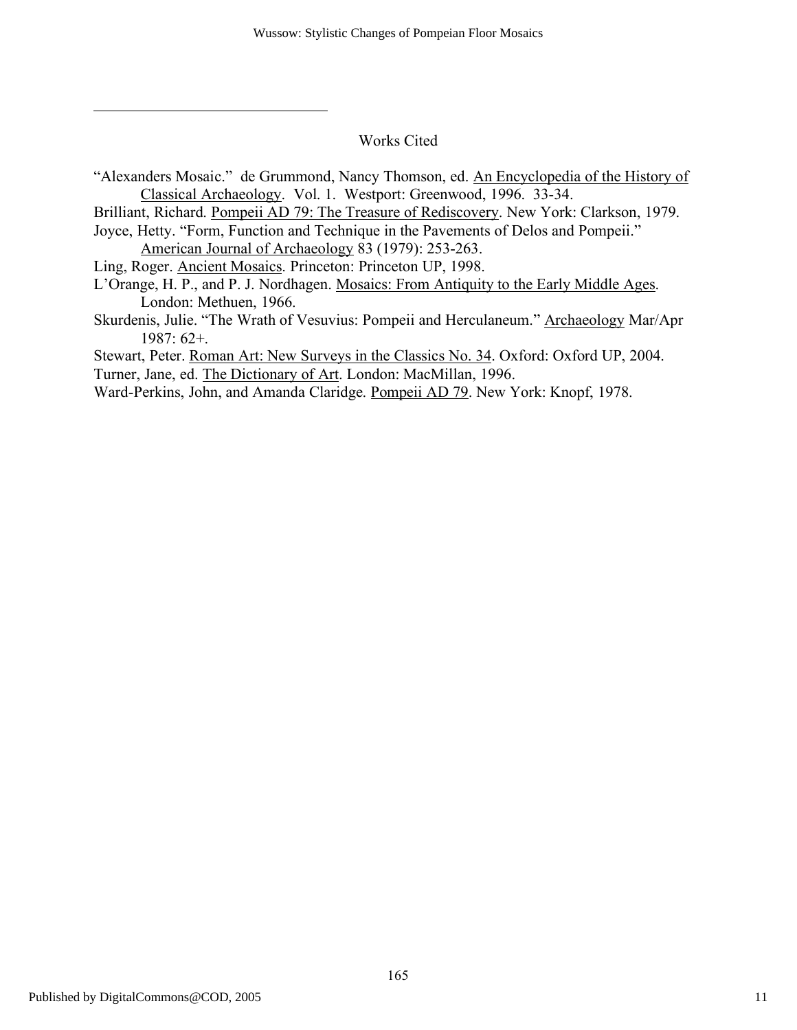## Works Cited

"Alexanders Mosaic." de Grummond, Nancy Thomson, ed. An Encyclopedia of the History of Classical Archaeology. Vol. 1. Westport: Greenwood, 1996. 33-34.

Brilliant, Richard. Pompeii AD 79: The Treasure of Rediscovery. New York: Clarkson, 1979.

Joyce, Hetty. "Form, Function and Technique in the Pavements of Delos and Pompeii." American Journal of Archaeology 83 (1979): 253-263.

Ling, Roger. Ancient Mosaics. Princeton: Princeton UP, 1998.

L'Orange, H. P., and P. J. Nordhagen. Mosaics: From Antiquity to the Early Middle Ages. London: Methuen, 1966.

Skurdenis, Julie. "The Wrath of Vesuvius: Pompeii and Herculaneum." Archaeology Mar/Apr 1987: 62+.

Stewart, Peter. Roman Art: New Surveys in the Classics No. 34. Oxford: Oxford UP, 2004.

Turner, Jane, ed. The Dictionary of Art. London: MacMillan, 1996.

Ward-Perkins, John, and Amanda Claridge. Pompeii AD 79. New York: Knopf, 1978.